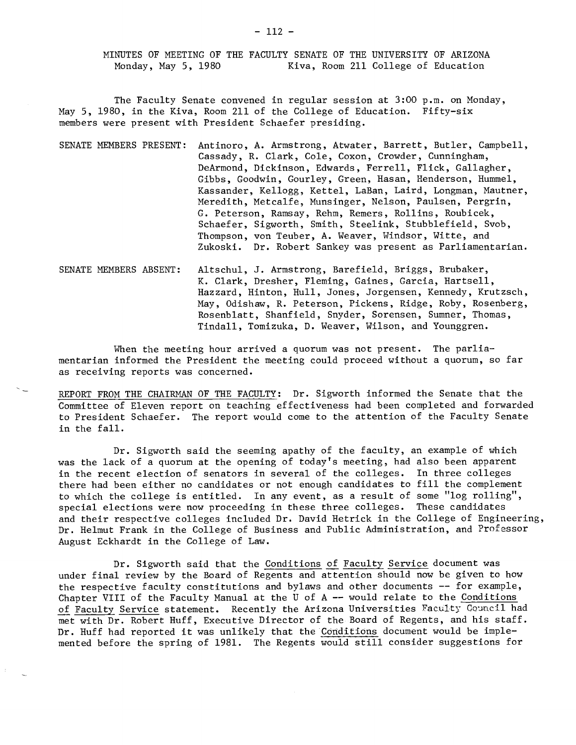MINUTES OF MEETING OF THE FACULTY SENATE OF THE UNIVERSITY OF ARIZONA
Monday, May 5, 1980 Kiva, Room 211 College of Education

The Faculty Senate convened in regular session at 3:00 p.m. on Monday, May 5, 1980, in the Kiva, Room 211 of the College of Education. Fifty-six members were present with President Schaefer presiding.

SENATE MEMBERS PRESENT: Antinoro, A. Armstrong, Atwater, Barrett, Butler, Campbell, Cassady, R. Clark, Cole, Coxon, Crowder, Cunningham, DeArmond, Dickinson, Edwards, Ferrell, Flick, Gallagher, Gibbs, Goodwin, Gourley, Green, Hasan, Henderson, Hummel, Kassander, Kellogg, Kettel, LaBan, Laird, Longman, Mautner, Meredith, Metcalfe, Munsinger, Nelson, Paulsen, Pergrin, G. Peterson, Ramsay, Rehm, Remers, Rollins, Roubicek, Schaefer, Sigworth, Smith, Steelink, Stubblefield, Svob, Thompson, von Teuber, A. Weaver, Windsor, Witte, and Zukoski. Dr. Robert Sankey was present as Parliamentarian.

SENATE MEMBERS ABSENT: Altschul, J. Armstrong, Barefield, Briggs, Brubaker, K. Clark, Dresher, Fleming, Gaines, Garcia, Hartsell, Hazzard, Hinton, Hull, Jones, Jorgensen, Kennedy, Krutzsch, May, Odishaw, R. Peterson, Pickens, Ridge, Roby, Rosenberg, Rosenblatt, Shanfield, Snyder, Sorensen, Sumner, Thomas, Tindall, Tomizuka, D. Weaver, Wilson, and Younggren.

When the meeting hour arrived a quorum was not present. The parliamentarian informed the President the meeting could proceed without a quorum, so far as receiving reports was concerned.

REPORT FROM THE CHAIRMAN OF THE FACULTY: Dr. Sigworth informed the Senate that the Committee of Eleven report on teaching effectiveness had been completed and forwarded to President Schaefer. The report would come to the attention of the Faculty Senate in the fall.

Dr. Sigworth said the seeming apathy of the faculty, an example of which was the lack of a quorum at the opening of today's meeting, had also been apparent in the recent election of senators in several of the colleges. In three colleges there had been either no candidates or not enough candidates to fill the complement to which the college is entitled. In any event, as a result of some "log rolling", special elections were now proceeding in these three colleges. These candidates and their respective colleges included Dr. David Hetrick in the College of Engineering, Dr. Helmut Frank in the College of Business and Public Administration, and Professor August Eckhardt in the College of Law.

Dr. Sigworth said that the Conditions of Faculty Service document was under final review by the Board of Regents and attention should now be given to how the respective faculty constitutions and bylaws and other documents -- for example, Chapter VIII of the Faculty Manual at the U of A -- would relate to the Conditions of Faculty Service statement. Recently the Arizona Universities Faculty Council had met with Dr. Robert Huff, Executive Director of the Board of Regents, and his staff. Dr. Huff had reported it was unlikely that the Conditions document would be implemented before the spring of 1981. The Regents would still consider suggestions for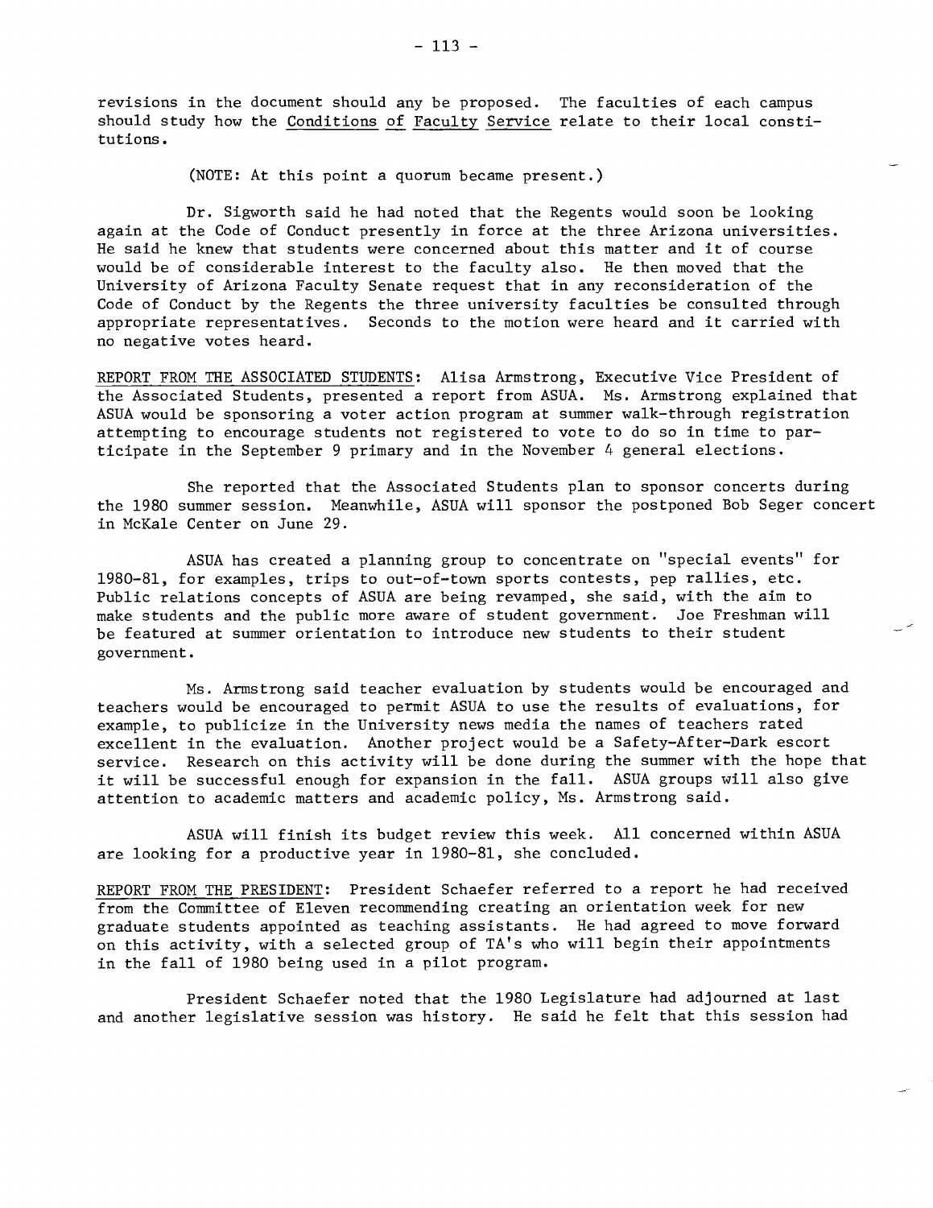revisions in the document should any be proposed. The faculties of each campus should study how the Conditions of Faculty Service relate to their local constitutions.

(NOTE: At this point a quorum became present.)

Dr. Sigworth said he had noted that the Regents would soon be looking again at the Code of Conduct presently in force at the three Arizona universities. He said he knew that students were concerned about this matter and it of course would be of considerable interest to the faculty also. He then moved that the University of Arizona Faculty Senate request that in any reconsideration of the Code of Conduct by the Regents the three university faculties be consulted through appropriate representatives. Seconds to the motion were heard and it carried with no negative votes heard.

REPORT FROM THE ASSOCIATED STUDENTS: Alisa Armstrong, Executive Vice President of the Associated Students, presented a report from ASUA. Ms. Armstrong explained that ASUA would be sponsoring a voter action program at summer walk-through registration attempting to encourage students not registered to vote to do so in time to participate in the September 9 primary and in the November 4 general elections.

She reported that the Associated Students plan to sponsor concerts during the 1980 summer session. Meanwhile, ASUA will sponsor the postponed Bob Seger concert in McKale Center on June 29.

ASUA has created a planning group to concentrate on "special events" for 1980-81, for examples, trips to out-of-town sports contests, pep rallies, etc. Public relations concepts of ASUA are being revamped, she said, with the aim to make students and the public more aware of student government. Joe Freshman will be featured at summer orientation to introduce new students to their student government.

Ms. Armstrong said teacher evaluation by students would be encouraged and teachers would be encouraged to permit ASUA to use the results of evaluations, for example, to publicize in the University news media the names of teachers rated excellent in the evaluation. Another project would be a Safety-After-Dark escort service. Research on this activity will be done during the summer with the hope that it will be successful enough for expansion in the fall. ASUA groups will also give attention to academic matters and academic policy, Ms. Armstrong said.

ASUA will finish its budget review this week. All concerned within ASUA are looking for a productive year in 1980-81, she concluded.

REPORT FROM THE PRESIDENT: President Schaefer referred to a report he had received from the Committee of Eleven recommending creating an orientation week for new graduate students appointed as teaching assistants. He had agreed to move forward on this activity, with a selected group of TA's who will begin their appointments in the fall of 1980 being used in a pilot program.

President Schaefer noted that the 1980 Legislature had adjourned at last and another legislative session was history. He said he felt that this session had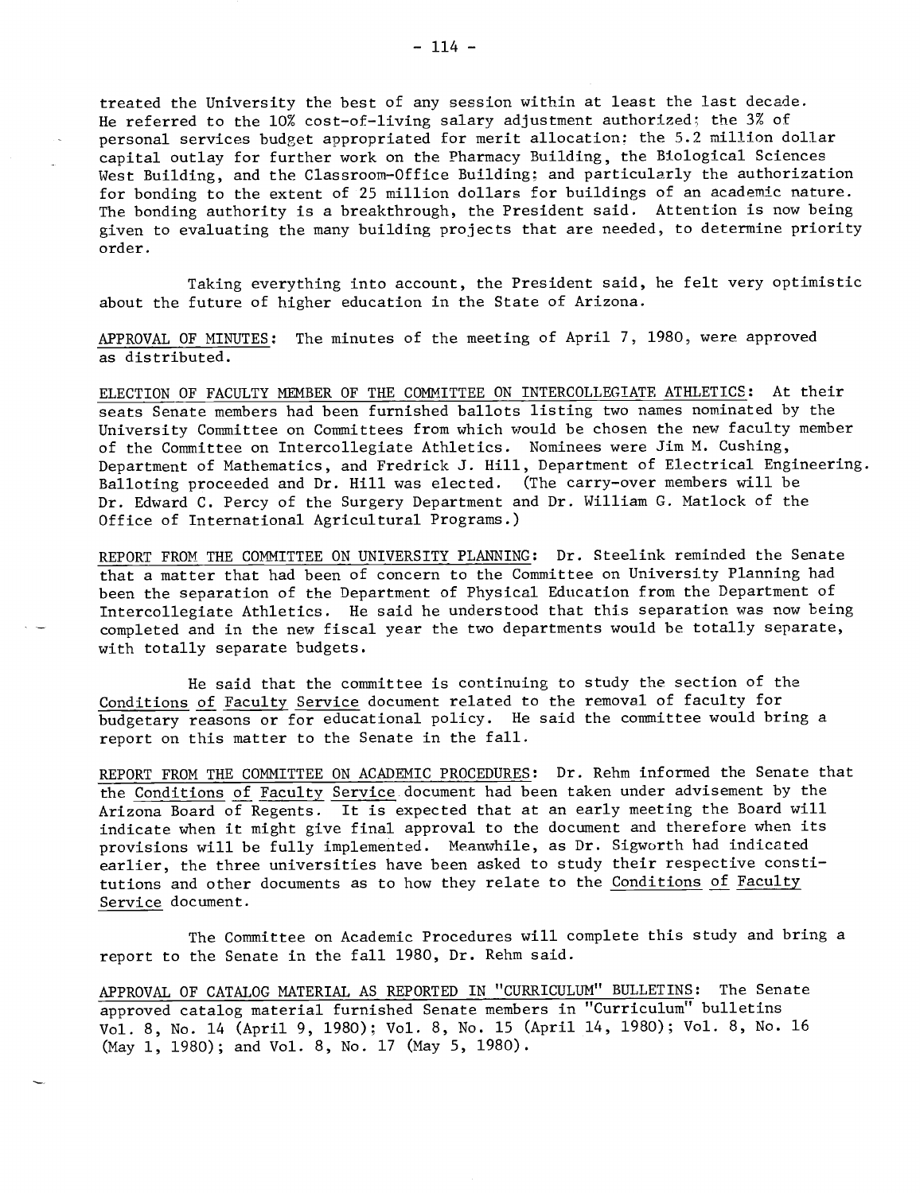treated the University the best of any session within at least the last decade. He referred to the 10% cost-of-living salary adjustment authorized; the 3% of personal services budget appropriated for merit allocation: the 5.2 million dollar capital outlay for further work on the Pharmacy Building, the Biological Sciences West Building, and the Classroom-Office Building; and particularly the authorization for bonding to the extent of 25 million dollars for buildings of an academic nature. The bonding authority is a breakthrough, the President said. Attention is now being given to evaluating the many building projects that are needed, to determine priority order.

Taking everything into account, the President said, he felt very optimistic about the future of higher education in the State of Arizona.

<u>APPROVAL OF MINUTES</u>: The minutes of the meeting of April 7, 1980, were approved as distributed.

<u>ELECTION OF FACULTY MEMBER OF THE COMMITTEE ON INTERCOLLEGIATE ATHLETICS</u>: At their seats Senate members had been furnished ballots listing two names nominated by the University Committee on Committees from which would be chosen the new faculty member of the Committee on Intercollegiate Athletics. Nominees were Jim M. Cushing, Department of Mathematics, and Fredrick J. Hill, Department of Electrical Engineering. Balloting proceeded and Dr. Hill was elected. (The carry-over members will be Dr. Edward C. Percy of the Surgery Department and Dr. William G. Matlock of the Office of International Agricultural Programs.)

<u>REPORT FROM THE COMMITTEE ON UNIVERSITY PLANNING</u>: Dr. Steelink reminded the Senate that a matter that had been of concern to the Committee on University Planning had been the separation of the Department of Physical Education from the Department of Intercollegiate Athletics. He said he understood that this separation was now being completed and in the new fiscal year the two departments would be totally separate, with totally separate budgets.

He said that the committee is continuing to study the section of the <u>Conditions of Faculty Service</u> document related to the removal of faculty for budgetary reasons or for educational policy. He said the committee would bring a report on this matter to the Senate in the fall.

<u>REPORT FROM THE COMMITTEE ON ACADEMIC PROCEDURES</u>: Dr. Rehm informed the Senate that the <u>Conditions of Faculty Service</u> document had been taken under advisement by the Arizona Board of Regents. It is expected that at an early meeting the Board will indicate when it might give final approval to the document and therefore when its provisions will be fully implemented. Meanwhile, as Dr. Sigworth had indicated earlier, the three universities have been asked to study their respective constitutions and other documents as to how they relate to the <u>Conditions of Faculty Service</u> document.

The Committee on Academic Procedures will complete this study and bring a report to the Senate in the fall 1980, Dr. Rehm said.

<u>APPROVAL OF CATALOG MATERIAL AS REPORTED IN "CURRICULUM" BULLETINS</u>: The Senate approved catalog material furnished Senate members in "Curriculum" bulletins Vol. 8, No. 14 (April 9, 1980); Vol. 8, No. 15 (April 14, 1980); Vol. 8, No. 16 (May 1, 1980); and Vol. 8, No. 17 (May 5, 1980).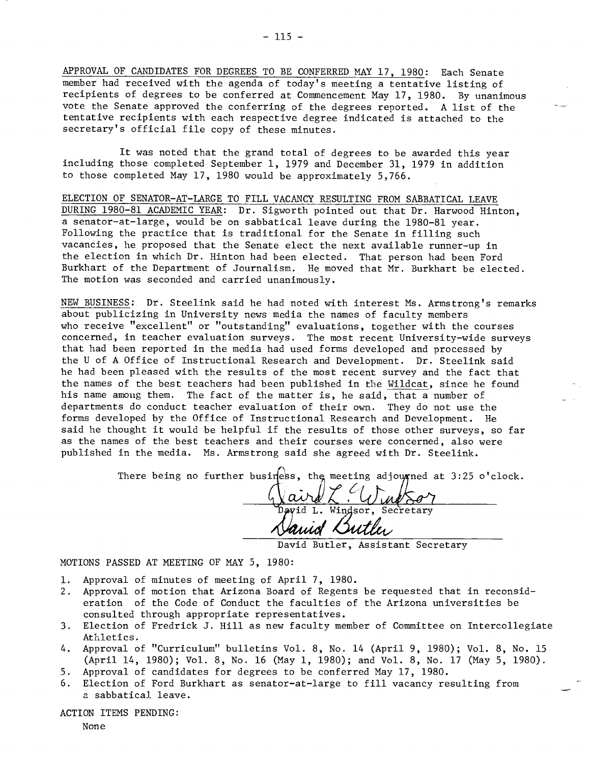APPROVAL OF CANDIDATES FOR DEGREES TO BE CONFERRED MAY 17, 1980: Each Senate member had received with the agenda of today's meeting a tentative listing of recipients of degrees to be conferred at Commencement May 17, 1980. By unanimous vote the Senate approved the conferring of the degrees reported. A list of the tentative recipients with each respective degree indicated is attached to the secretary's official file copy of these minutes.

It was noted that the grand total of degrees to be awarded this year including those completed September 1, 1979 and December 31, 1979 in addition to those completed May 17, 1980 would be approximately 5,766.

ELECTION OF SENATOR-AT-LARGE TO FILL VACANCY RESULTING FROM SABBATICAL LEAVE DURING 1980-81 ACADEMIC YEAR: Dr. Sigworth pointed out that Dr. Harwood Hinton, a senator-at-large, would be on sabbatical leave during the 1980-81 year. Following the practice that is traditional for the Senate in filling such vacancies, he proposed that the Senate elect the next available runner-up in the election in which Dr. Hinton had been elected. That person had been Ford Burkhart of the Department of Journalism. He moved that Mr. Burkhart be elected. The motion was seconded and carried unanimously.

NEW BUSINESS: Dr. Steelink said he had noted with interest Ms. Armstrong's remarks about publicizing in University news media the names of faculty members who receive "excellent" or "outstanding" evaluations, together with the courses concerned, in teacher evaluation surveys. The most recent University-wide surveys that had been reported in the media had used forms developed and processed by the U of A Office of Instructional Research and Development. Dr. Steelink said he had been pleased with the results of the most recent survey and the fact that the names of the best teachers had been published in the Wildcat, since he found his name among them. The fact of the matter is, he said, that a number of departments do conduct teacher evaluation of their own. They do not use the forms developed by the Office of Instructional Research and Development. He said he thought it would be helpful if the results of those other surveys, so far as the names of the best teachers and their courses were concerned, also were published in the media. Ms. Armstrong said she agreed with Dr. Steelink.

There being no further business, the meeting adjourned at 3:25 o'clock.

David L. Windsor, Secretary

David Butler, Assistant Secretary

MOTIONS PASSED AT MEETING OF MAY 5, 1980:

1. Approval of minutes of meeting of April 7, 1980.
2. Approval of motion that Arizona Board of Regents be requested that in reconsideration of the Code of Conduct the faculties of the Arizona universities be consulted through appropriate representatives.
3. Election of Fredrick J. Hill as new faculty member of Committee on Intercollegiate Athletics.
4. Approval of "Curriculum" bulletins Vol. 8, No. 14 (April 9, 1980); Vol. 8, No. 15 (April 14, 1980); Vol. 8, No. 16 (May 1, 1980); and Vol. 8, No. 17 (May 5, 1980).
5. Approval of candidates for degrees to be conferred May 17, 1980.
6. Election of Ford Burkhart as senator-at-large to fill vacancy resulting from a sabbatical leave.

ACTION ITEMS PENDING:

None